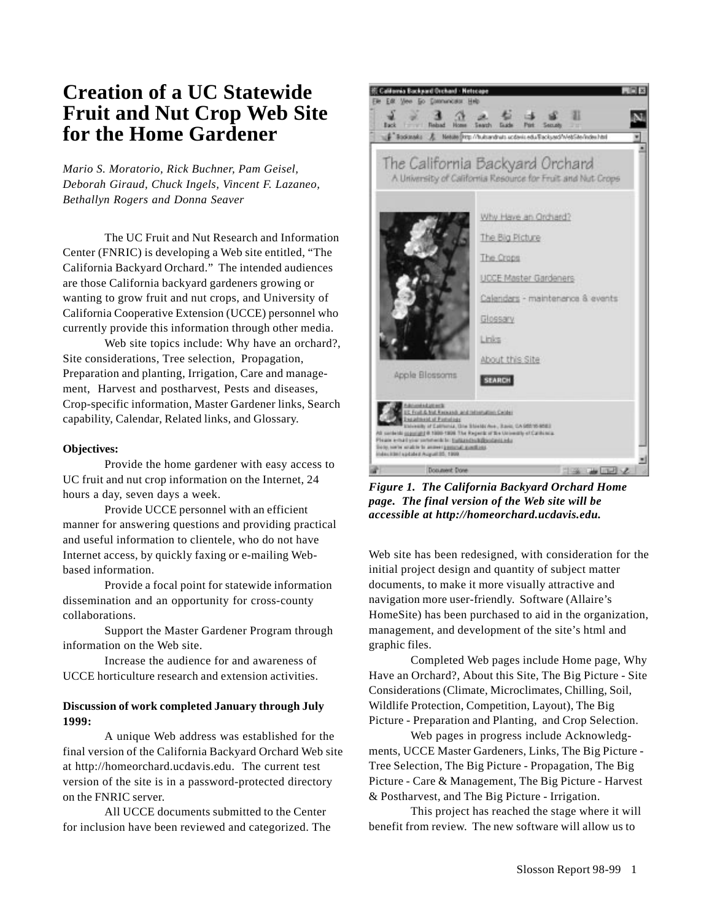# Creation of a UC Statewide Fruit and Nut Crop Web Site for the Home Gardener

*Mario S. Moratorio, Rick Buchner, Pam Geisel, Deborah Giraud, Chuck Ingels, Vincent F. Lazaneo, Bethallyn Rogers and Donna Seaver*

The UC Fruit and Nut Research and Information Center (FNRIC) is developing a Web site entitled, "The California Backyard Orchard." The intended audiences are those California backyard gardeners growing or wanting to grow fruit and nut crops, and University of California Cooperative Extension (UCCE) personnel who currently provide this information through other media.

Web site topics include: Why have an orchard?, Site considerations, Tree selection, Propagation, Preparation and planting, Irrigation, Care and management, Harvest and postharvest, Pests and diseases, Crop-specific information, Master Gardener links, Search capability, Calendar, Related links, and Glossary.

**Objectives:**

Provide the home gardener with easy access to UC fruit and nut crop information on the Internet, 24 hours a day, seven days a week.

Provide UCCE personnel with an efficient manner for answering questions and providing practical and useful information to clientele, who do not have Internet access, by quickly faxing or e-mailing Web-based information.

Provide a focal point for statewide information dissemination and an opportunity for cross-county collaborations.

Support the Master Gardener Program through information on the Web site.

Increase the audience for and awareness of UCCE horticulture research and extension activities.

**Discussion of work completed January through July 1999:**

A unique Web address was established for the final version of the California Backyard Orchard Web site at http://homeorchard.ucdavis.edu. The current test version of the site is in a password-protected directory on the FNRIC server.

All UCCE documents submitted to the Center for inclusion have been reviewed and categorized. The Web site has been redesigned, with consideration for the initial project design and quantity of subject matter documents, to make it more visually attractive and navigation more user-friendly. Software (Allaire's HomeSite) has been purchased to aid in the organization, management, and development of the site's html and graphic files.

Completed Web pages include Home page, Why Have an Orchard?, About this Site, The Big Picture - Site Considerations (Climate, Microclimates, Chilling, Soil, Wildlife Protection, Competition, Layout), The Big Picture - Preparation and Planting, and Crop Selection.

Web pages in progress include Acknowledgments, UCCE Master Gardeners, Links, The Big Picture - Tree Selection, The Big Picture - Propagation, The Big Picture - Care & Management, The Big Picture - Harvest & Postharvest, and The Big Picture - Irrigation.

This project has reached the stage where it will benefit from review. The new software will allow us to

***Figure 1. The California Backyard Orchard Home page. The final version of the Web site will be accessible at http://homeorchard.ucdavis.edu.***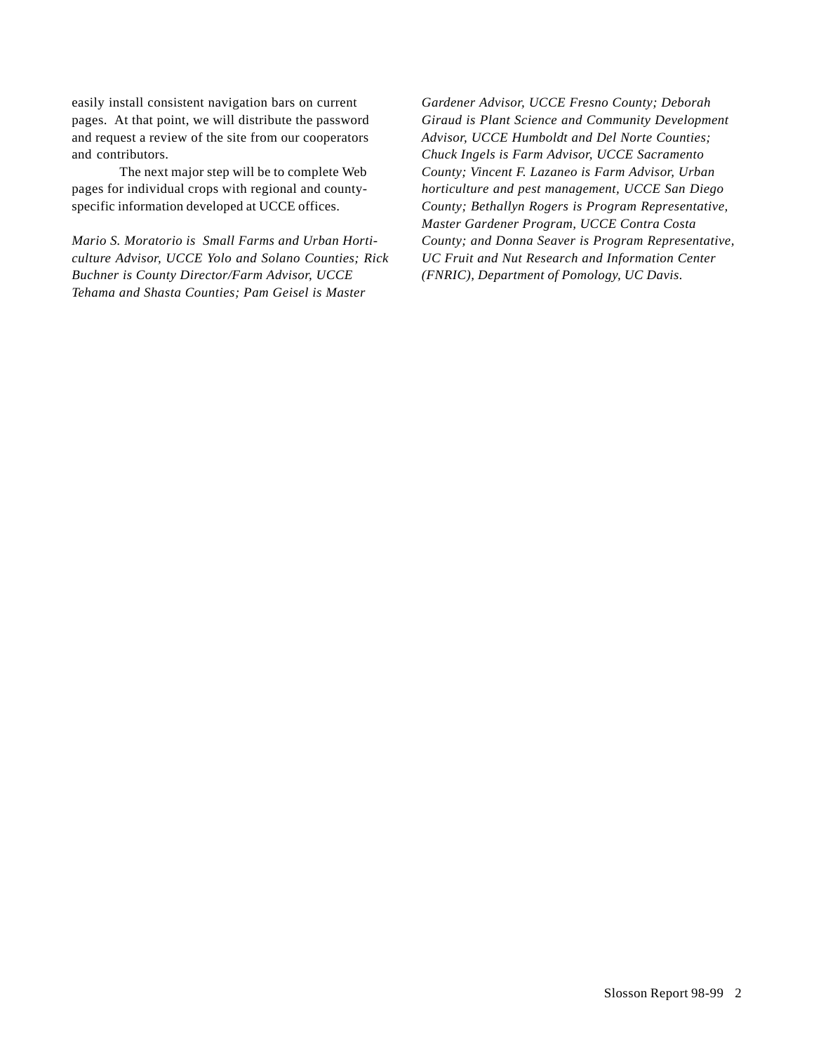easily install consistent navigation bars on current pages. At that point, we will distribute the password and request a review of the site from our cooperators and contributors.

The next major step will be to complete Web pages for individual crops with regional and county-specific information developed at UCCE offices.

*Mario S. Moratorio is Small Farms and Urban Horticulture Advisor, UCCE Yolo and Solano Counties; Rick Buchner is County Director/Farm Advisor, UCCE Tehama and Shasta Counties; Pam Geisel is Master Gardener Advisor, UCCE Fresno County; Deborah Giraud is Plant Science and Community Development Advisor, UCCE Humboldt and Del Norte Counties; Chuck Ingels is Farm Advisor, UCCE Sacramento County; Vincent F. Lazaneo is Farm Advisor, Urban horticulture and pest management, UCCE San Diego County; Bethallyn Rogers is Program Representative, Master Gardener Program, UCCE Contra Costa County; and Donna Seaver is Program Representative, UC Fruit and Nut Research and Information Center (FNRIC), Department of Pomology, UC Davis.*